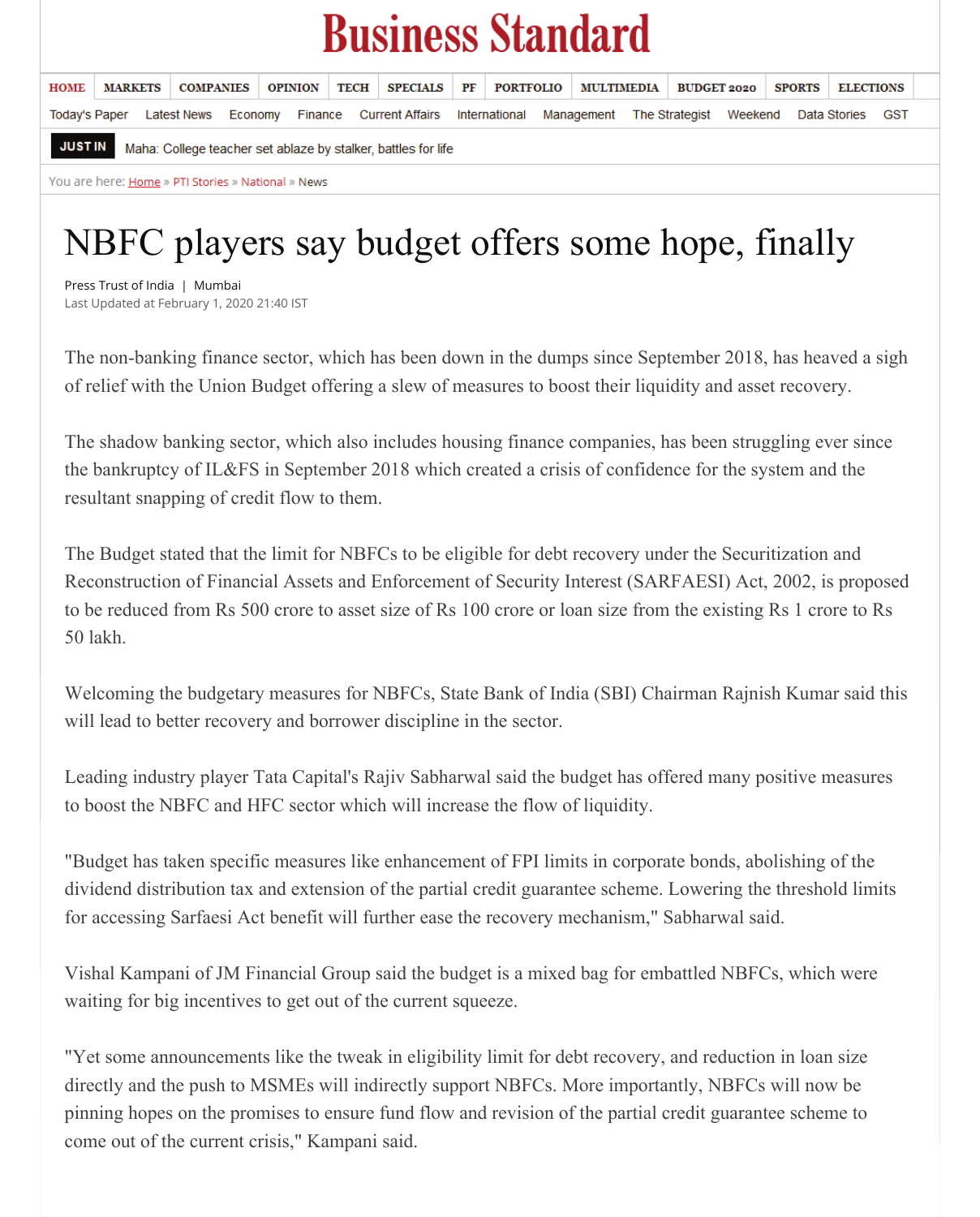# NBFC players say budget offers some hope, finally

Press Trust of India | Mumbai
Last Updated at February 1, 2020 21:40 IST

The non-banking finance sector, which has been down in the dumps since September 2018, has heaved a sigh of relief with the Union Budget offering a slew of measures to boost their liquidity and asset recovery.

The shadow banking sector, which also includes housing finance companies, has been struggling ever since the bankruptcy of IL&FS in September 2018 which created a crisis of confidence for the system and the resultant snapping of credit flow to them.

The Budget stated that the limit for NBFCs to be eligible for debt recovery under the Securitization and Reconstruction of Financial Assets and Enforcement of Security Interest (SARFAESI) Act, 2002, is proposed to be reduced from Rs 500 crore to asset size of Rs 100 crore or loan size from the existing Rs 1 crore to Rs 50 lakh.

Welcoming the budgetary measures for NBFCs, State Bank of India (SBI) Chairman Rajnish Kumar said this will lead to better recovery and borrower discipline in the sector.

Leading industry player Tata Capital's Rajiv Sabharwal said the budget has offered many positive measures to boost the NBFC and HFC sector which will increase the flow of liquidity.

"Budget has taken specific measures like enhancement of FPI limits in corporate bonds, abolishing of the dividend distribution tax and extension of the partial credit guarantee scheme. Lowering the threshold limits for accessing Sarfaesi Act benefit will further ease the recovery mechanism," Sabharwal said.

Vishal Kampani of JM Financial Group said the budget is a mixed bag for embattled NBFCs, which were waiting for big incentives to get out of the current squeeze.

"Yet some announcements like the tweak in eligibility limit for debt recovery, and reduction in loan size directly and the push to MSMEs will indirectly support NBFCs. More importantly, NBFCs will now be pinning hopes on the promises to ensure fund flow and revision of the partial credit guarantee scheme to come out of the current crisis," Kampani said.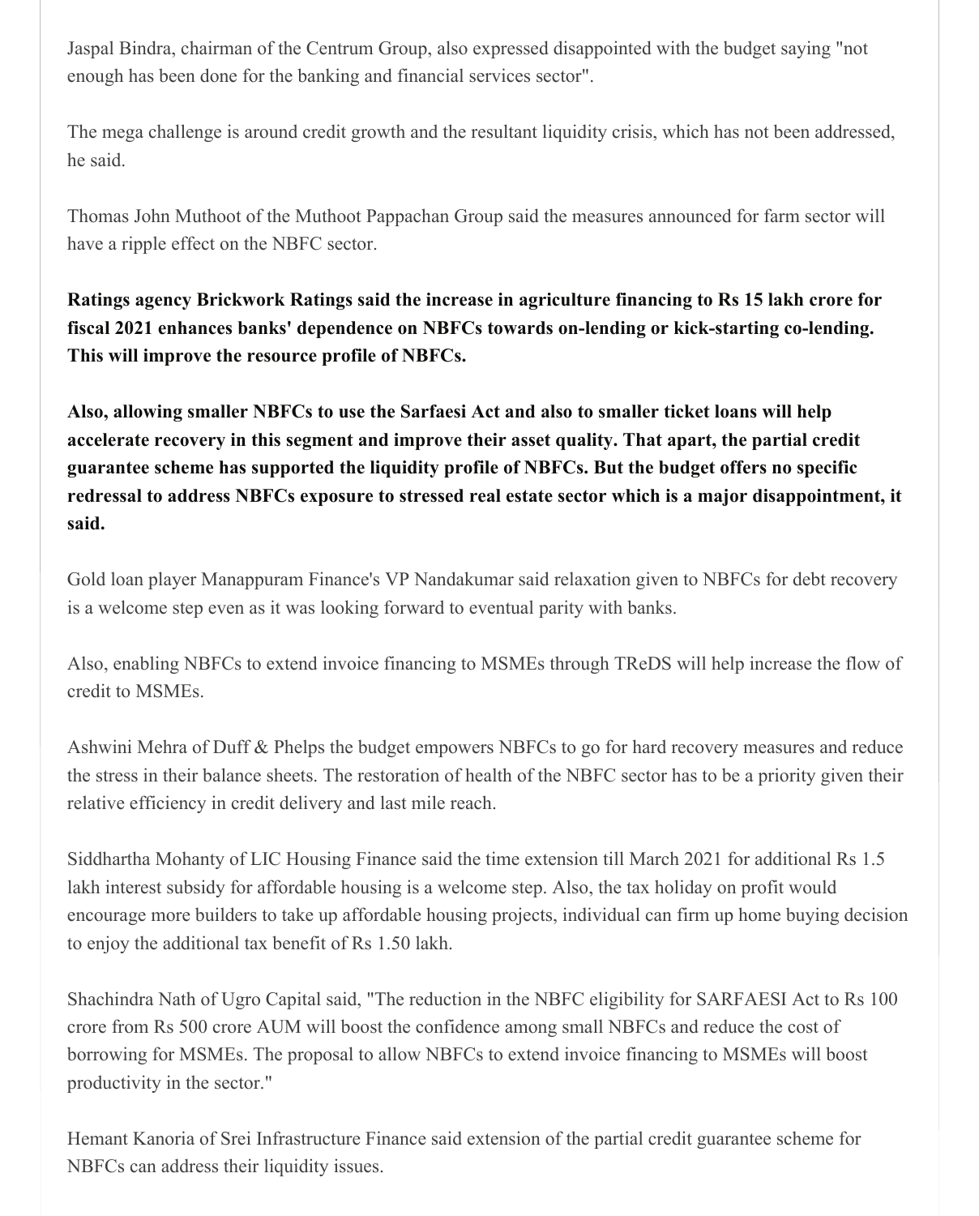Jaspal Bindra, chairman of the Centrum Group, also expressed disappointed with the budget saying "not enough has been done for the banking and financial services sector".

The mega challenge is around credit growth and the resultant liquidity crisis, which has not been addressed, he said.

Thomas John Muthoot of the Muthoot Pappachan Group said the measures announced for farm sector will have a ripple effect on the NBFC sector.

**Ratings agency Brickwork Ratings said the increase in agriculture financing to Rs 15 lakh crore for fiscal 2021 enhances banks' dependence on NBFCs towards on-lending or kick-starting co-lending. This will improve the resource profile of NBFCs.**

**Also, allowing smaller NBFCs to use the Sarfaesi Act and also to smaller ticket loans will help accelerate recovery in this segment and improve their asset quality. That apart, the partial credit guarantee scheme has supported the liquidity profile of NBFCs. But the budget offers no specific redressal to address NBFCs exposure to stressed real estate sector which is a major disappointment, it said.**

Gold loan player Manappuram Finance's VP Nandakumar said relaxation given to NBFCs for debt recovery is a welcome step even as it was looking forward to eventual parity with banks.

Also, enabling NBFCs to extend invoice financing to MSMEs through TReDS will help increase the flow of credit to MSMEs.

Ashwini Mehra of Duff & Phelps the budget empowers NBFCs to go for hard recovery measures and reduce the stress in their balance sheets. The restoration of health of the NBFC sector has to be a priority given their relative efficiency in credit delivery and last mile reach.

Siddhartha Mohanty of LIC Housing Finance said the time extension till March 2021 for additional Rs 1.5 lakh interest subsidy for affordable housing is a welcome step. Also, the tax holiday on profit would encourage more builders to take up affordable housing projects, individual can firm up home buying decision to enjoy the additional tax benefit of Rs 1.50 lakh.

Shachindra Nath of Ugro Capital said, "The reduction in the NBFC eligibility for SARFAESI Act to Rs 100 crore from Rs 500 crore AUM will boost the confidence among small NBFCs and reduce the cost of borrowing for MSMEs. The proposal to allow NBFCs to extend invoice financing to MSMEs will boost productivity in the sector."

Hemant Kanoria of Srei Infrastructure Finance said extension of the partial credit guarantee scheme for NBFCs can address their liquidity issues.